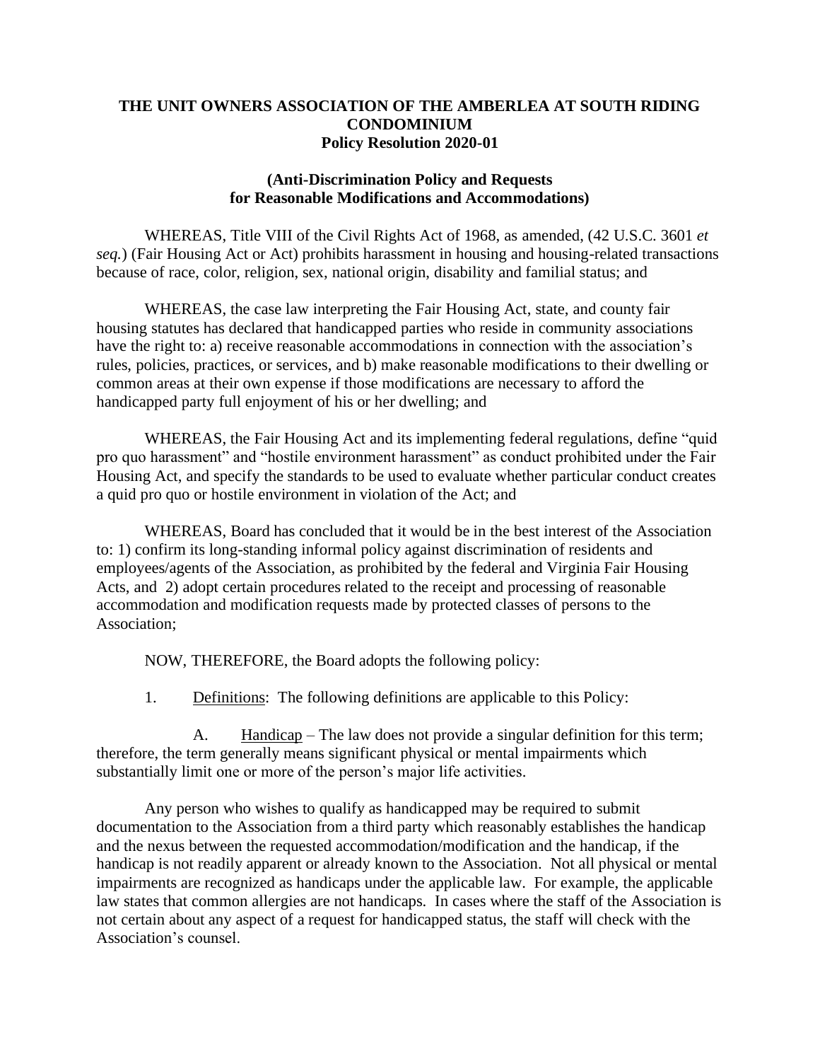**THE UNIT OWNERS ASSOCIATION OF THE AMBERLEA AT SOUTH RIDING CONDOMINIUM**
**Policy Resolution 2020-01**

**(Anti-Discrimination Policy and Requests for Reasonable Modifications and Accommodations)**

WHEREAS, Title VIII of the Civil Rights Act of 1968, as amended, (42 U.S.C. 3601 *et seq.*) (Fair Housing Act or Act) prohibits harassment in housing and housing-related transactions because of race, color, religion, sex, national origin, disability and familial status; and

WHEREAS, the case law interpreting the Fair Housing Act, state, and county fair housing statutes has declared that handicapped parties who reside in community associations have the right to: a) receive reasonable accommodations in connection with the association's rules, policies, practices, or services, and b) make reasonable modifications to their dwelling or common areas at their own expense if those modifications are necessary to afford the handicapped party full enjoyment of his or her dwelling; and

WHEREAS, the Fair Housing Act and its implementing federal regulations, define "quid pro quo harassment" and "hostile environment harassment" as conduct prohibited under the Fair Housing Act, and specify the standards to be used to evaluate whether particular conduct creates a quid pro quo or hostile environment in violation of the Act; and

WHEREAS, Board has concluded that it would be in the best interest of the Association to: 1) confirm its long-standing informal policy against discrimination of residents and employees/agents of the Association, as prohibited by the federal and Virginia Fair Housing Acts, and 2) adopt certain procedures related to the receipt and processing of reasonable accommodation and modification requests made by protected classes of persons to the Association;

NOW, THEREFORE, the Board adopts the following policy:

1. Definitions: The following definitions are applicable to this Policy:

A. Handicap – The law does not provide a singular definition for this term; therefore, the term generally means significant physical or mental impairments which substantially limit one or more of the person's major life activities.

Any person who wishes to qualify as handicapped may be required to submit documentation to the Association from a third party which reasonably establishes the handicap and the nexus between the requested accommodation/modification and the handicap, if the handicap is not readily apparent or already known to the Association. Not all physical or mental impairments are recognized as handicaps under the applicable law. For example, the applicable law states that common allergies are not handicaps. In cases where the staff of the Association is not certain about any aspect of a request for handicapped status, the staff will check with the Association's counsel.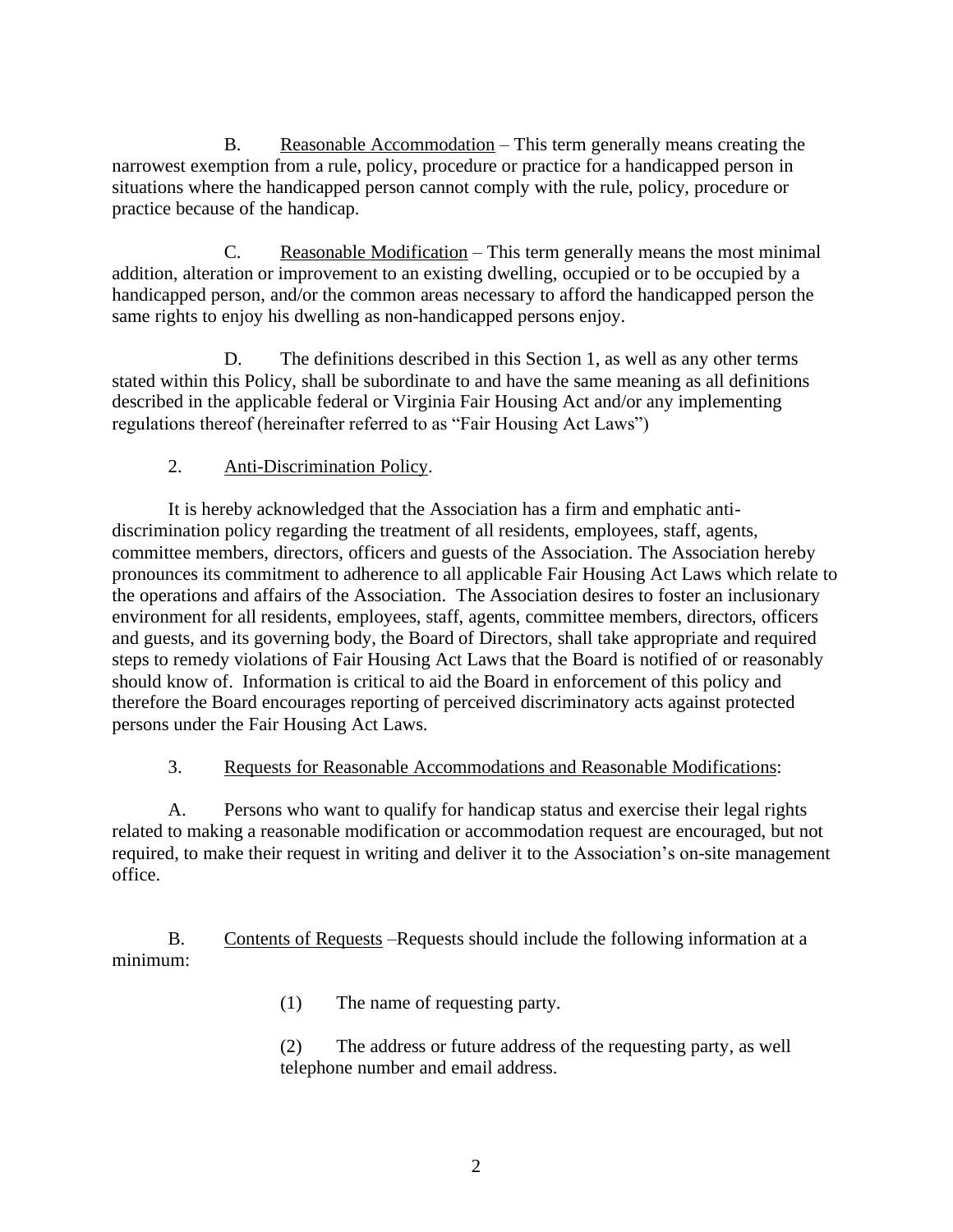B. Reasonable Accommodation – This term generally means creating the narrowest exemption from a rule, policy, procedure or practice for a handicapped person in situations where the handicapped person cannot comply with the rule, policy, procedure or practice because of the handicap.

C. Reasonable Modification – This term generally means the most minimal addition, alteration or improvement to an existing dwelling, occupied or to be occupied by a handicapped person, and/or the common areas necessary to afford the handicapped person the same rights to enjoy his dwelling as non-handicapped persons enjoy.

D. The definitions described in this Section 1, as well as any other terms stated within this Policy, shall be subordinate to and have the same meaning as all definitions described in the applicable federal or Virginia Fair Housing Act and/or any implementing regulations thereof (hereinafter referred to as "Fair Housing Act Laws")

2. Anti-Discrimination Policy.

It is hereby acknowledged that the Association has a firm and emphatic anti-discrimination policy regarding the treatment of all residents, employees, staff, agents, committee members, directors, officers and guests of the Association. The Association hereby pronounces its commitment to adherence to all applicable Fair Housing Act Laws which relate to the operations and affairs of the Association. The Association desires to foster an inclusionary environment for all residents, employees, staff, agents, committee members, directors, officers and guests, and its governing body, the Board of Directors, shall take appropriate and required steps to remedy violations of Fair Housing Act Laws that the Board is notified of or reasonably should know of. Information is critical to aid the Board in enforcement of this policy and therefore the Board encourages reporting of perceived discriminatory acts against protected persons under the Fair Housing Act Laws.

3. Requests for Reasonable Accommodations and Reasonable Modifications:

A. Persons who want to qualify for handicap status and exercise their legal rights related to making a reasonable modification or accommodation request are encouraged, but not required, to make their request in writing and deliver it to the Association's on-site management office.

B. Contents of Requests –Requests should include the following information at a minimum:

(1) The name of requesting party.

(2) The address or future address of the requesting party, as well telephone number and email address.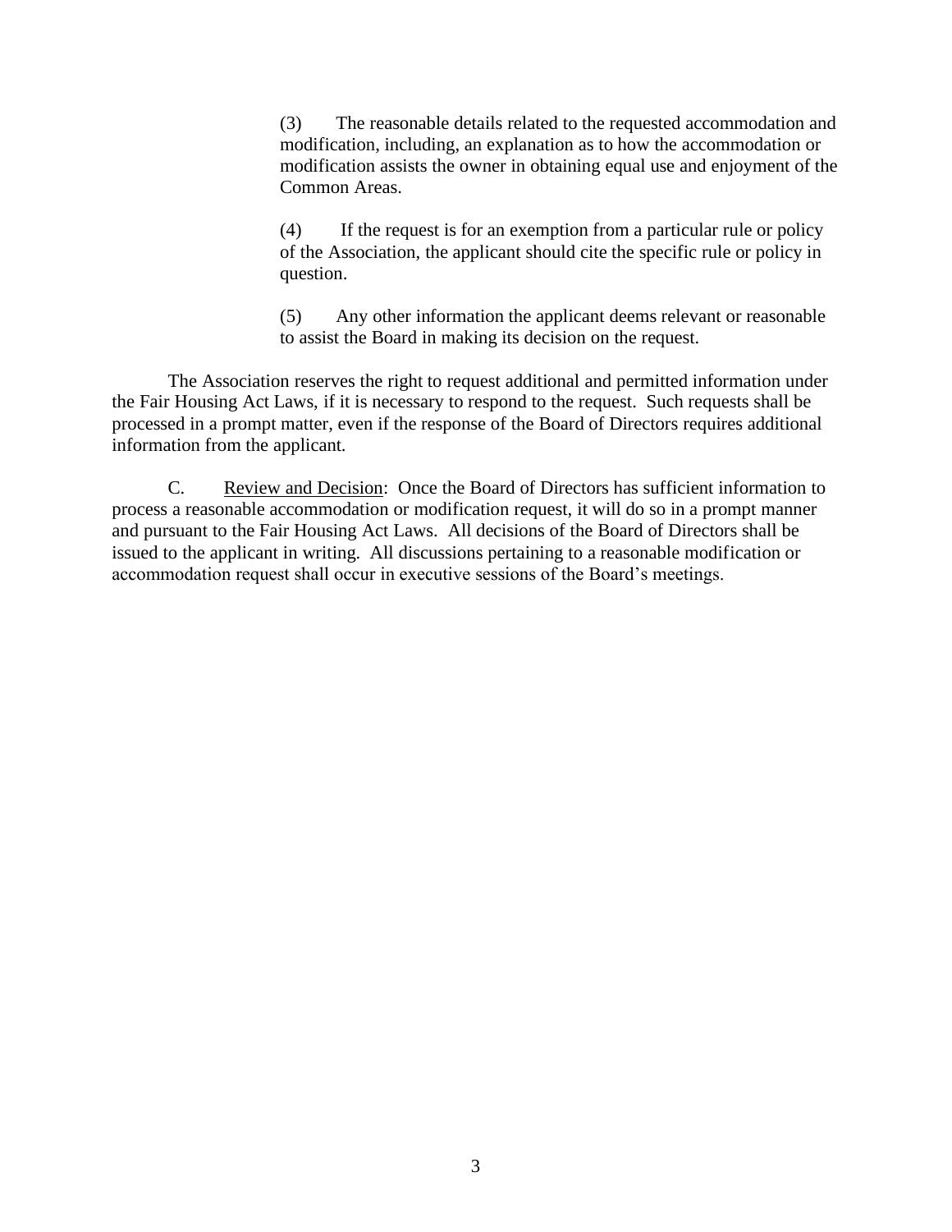(3) The reasonable details related to the requested accommodation and modification, including, an explanation as to how the accommodation or modification assists the owner in obtaining equal use and enjoyment of the Common Areas.

(4) If the request is for an exemption from a particular rule or policy of the Association, the applicant should cite the specific rule or policy in question.

(5) Any other information the applicant deems relevant or reasonable to assist the Board in making its decision on the request.

The Association reserves the right to request additional and permitted information under the Fair Housing Act Laws, if it is necessary to respond to the request. Such requests shall be processed in a prompt matter, even if the response of the Board of Directors requires additional information from the applicant.

C. <u>Review and Decision</u>: Once the Board of Directors has sufficient information to process a reasonable accommodation or modification request, it will do so in a prompt manner and pursuant to the Fair Housing Act Laws. All decisions of the Board of Directors shall be issued to the applicant in writing. All discussions pertaining to a reasonable modification or accommodation request shall occur in executive sessions of the Board's meetings.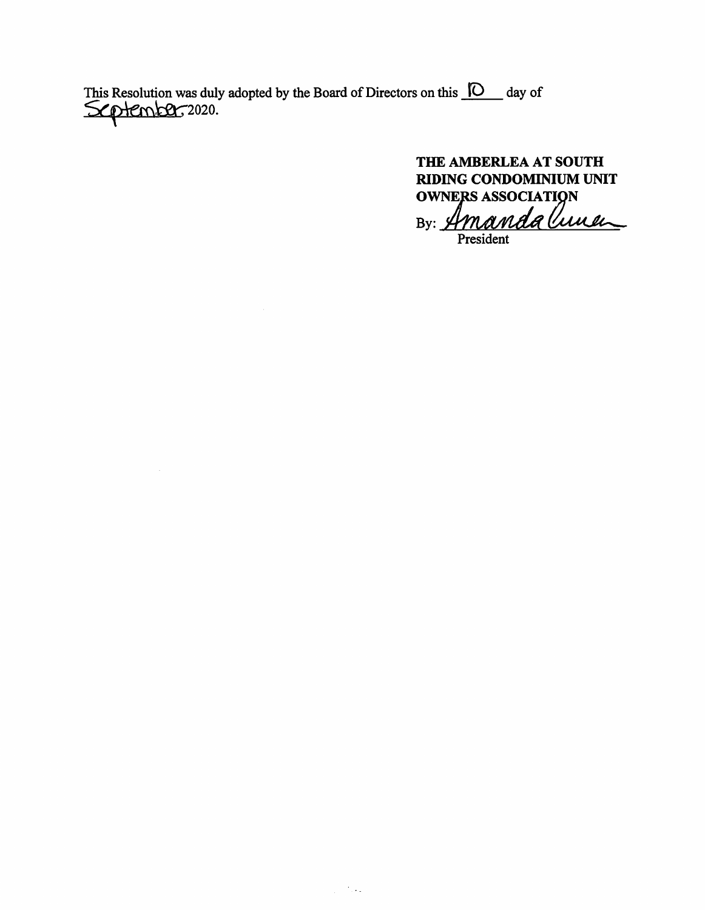This Resolution was duly adopted by the Board of Directors on this 10 day of September, 2020.

**THE AMBERLEA AT SOUTH RIDING CONDOMINIUM UNIT OWNERS ASSOCIATION**

By: *Amanda Cuner*  
President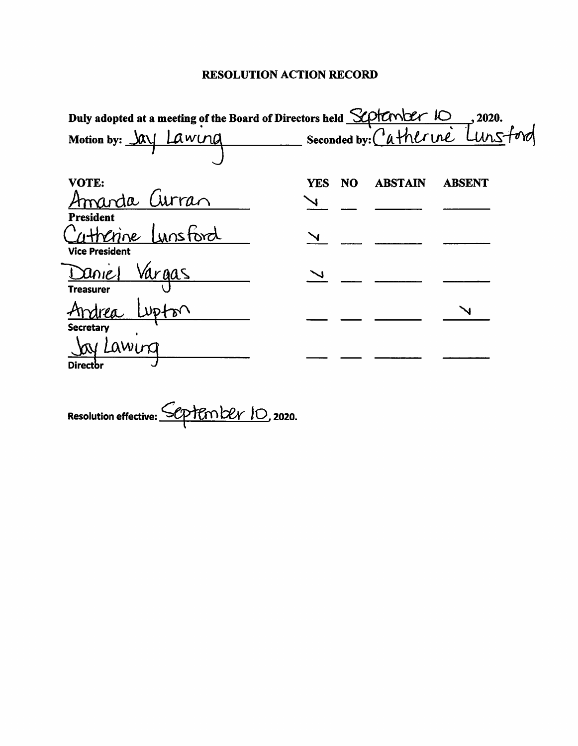# RESOLUTION ACTION RECORD

Duly adopted at a meeting of the Board of Directors held September 10, 2020.

Motion by: Jay Lawing Seconded by: Catherine Lunsford

| VOTE: | YES | NO | ABSTAIN | ABSENT |
|---|---|---|---|---|
| Amanda Curran<br>**President** | ✓ | | | |
| Catherine Lunsford<br>**Vice President** | ✓ | | | |
| Daniel Vargas<br>**Treasurer** | ✓ | | | |
| Andrea Lupton<br>**Secretary** | | | | ✓ |
| Jay Lawing<br>**Director** | | | | |

**Resolution effective:** September 10, **2020.**